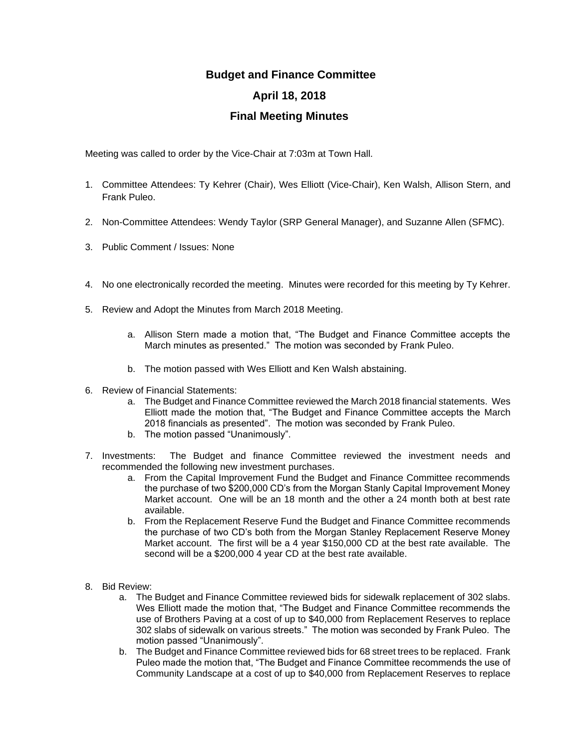# Budget and Finance Committee

## April 18, 2018

## Final Meeting Minutes

Meeting was called to order by the Vice-Chair at 7:03m at Town Hall.

1. Committee Attendees: Ty Kehrer (Chair), Wes Elliott (Vice-Chair), Ken Walsh, Allison Stern, and Frank Puleo.

2. Non-Committee Attendees: Wendy Taylor (SRP General Manager), and Suzanne Allen (SFMC).

3. Public Comment / Issues: None

4. No one electronically recorded the meeting. Minutes were recorded for this meeting by Ty Kehrer.

5. Review and Adopt the Minutes from March 2018 Meeting.

    a. Allison Stern made a motion that, "The Budget and Finance Committee accepts the March minutes as presented." The motion was seconded by Frank Puleo.

    b. The motion passed with Wes Elliott and Ken Walsh abstaining.

6. Review of Financial Statements:
    a. The Budget and Finance Committee reviewed the March 2018 financial statements. Wes Elliott made the motion that, "The Budget and Finance Committee accepts the March 2018 financials as presented". The motion was seconded by Frank Puleo.
    b. The motion passed "Unanimously".

7. Investments: The Budget and finance Committee reviewed the investment needs and recommended the following new investment purchases.
    a. From the Capital Improvement Fund the Budget and Finance Committee recommends the purchase of two $200,000 CD's from the Morgan Stanly Capital Improvement Money Market account. One will be an 18 month and the other a 24 month both at best rate available.
    b. From the Replacement Reserve Fund the Budget and Finance Committee recommends the purchase of two CD's both from the Morgan Stanley Replacement Reserve Money Market account. The first will be a 4 year $150,000 CD at the best rate available. The second will be a $200,000 4 year CD at the best rate available.

8. Bid Review:
    a. The Budget and Finance Committee reviewed bids for sidewalk replacement of 302 slabs. Wes Elliott made the motion that, "The Budget and Finance Committee recommends the use of Brothers Paving at a cost of up to $40,000 from Replacement Reserves to replace 302 slabs of sidewalk on various streets." The motion was seconded by Frank Puleo. The motion passed "Unanimously".
    b. The Budget and Finance Committee reviewed bids for 68 street trees to be replaced. Frank Puleo made the motion that, "The Budget and Finance Committee recommends the use of Community Landscape at a cost of up to $40,000 from Replacement Reserves to replace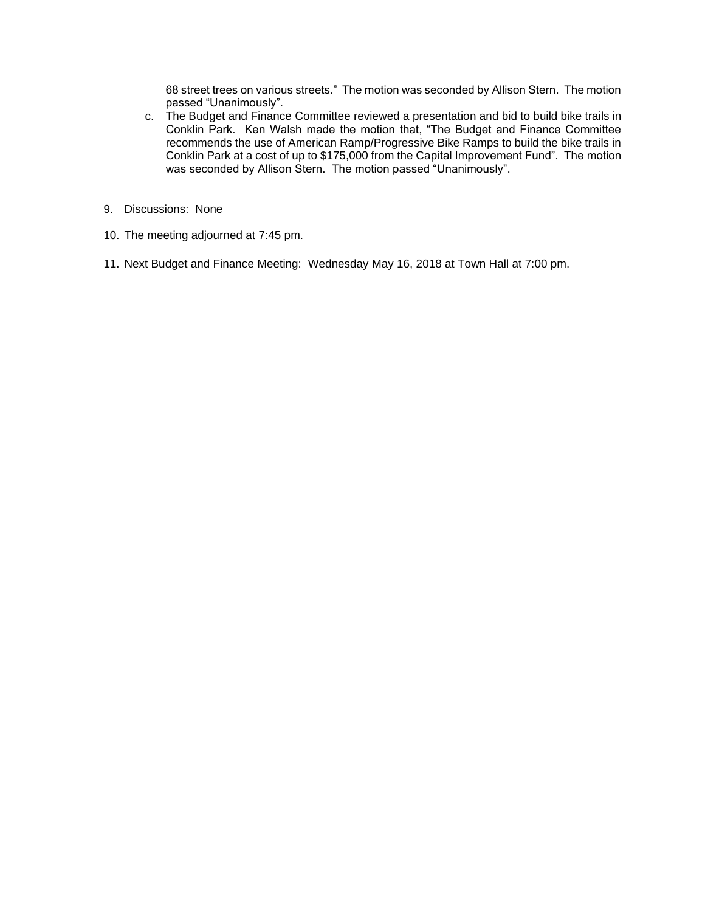68 street trees on various streets." The motion was seconded by Allison Stern. The motion passed "Unanimously".

c. The Budget and Finance Committee reviewed a presentation and bid to build bike trails in Conklin Park. Ken Walsh made the motion that, "The Budget and Finance Committee recommends the use of American Ramp/Progressive Bike Ramps to build the bike trails in Conklin Park at a cost of up to $175,000 from the Capital Improvement Fund". The motion was seconded by Allison Stern. The motion passed "Unanimously".

9. Discussions: None

10. The meeting adjourned at 7:45 pm.

11. Next Budget and Finance Meeting: Wednesday May 16, 2018 at Town Hall at 7:00 pm.